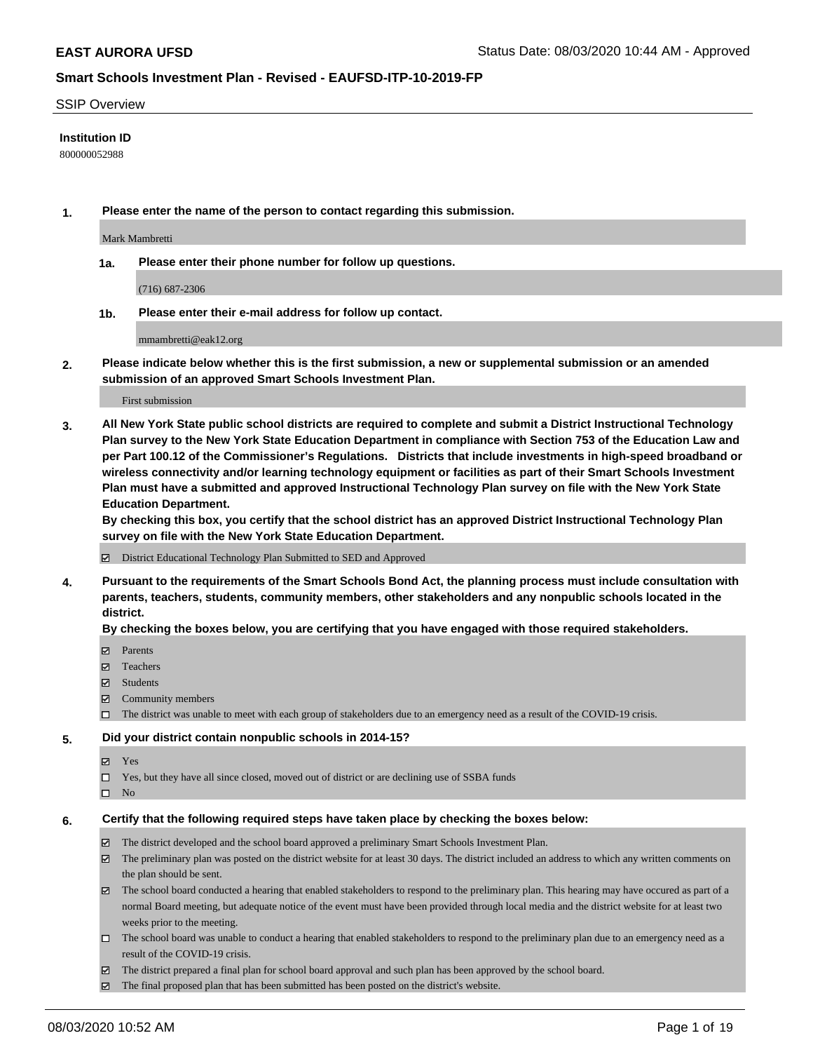**EAST AURORA UFSD**

Status Date: 08/03/2020 10:44 AM - Approved

## Smart Schools Investment Plan - Revised - EAUFSD-ITP-10-2019-FP

SSIP Overview

**Institution ID**

800000052988

**1. Please enter the name of the person to contact regarding this submission.**

Mark Mambretti

**1a. Please enter their phone number for follow up questions.**

(716) 687-2306

**1b. Please enter their e-mail address for follow up contact.**

mmambretti@eak12.org

**2. Please indicate below whether this is the first submission, a new or supplemental submission or an amended submission of an approved Smart Schools Investment Plan.**

First submission

**3. All New York State public school districts are required to complete and submit a District Instructional Technology Plan survey to the New York State Education Department in compliance with Section 753 of the Education Law and per Part 100.12 of the Commissioner's Regulations. Districts that include investments in high-speed broadband or wireless connectivity and/or learning technology equipment or facilities as part of their Smart Schools Investment Plan must have a submitted and approved Instructional Technology Plan survey on file with the New York State Education Department.**
**By checking this box, you certify that the school district has an approved District Instructional Technology Plan survey on file with the New York State Education Department.**

☑ District Educational Technology Plan Submitted to SED and Approved

**4. Pursuant to the requirements of the Smart Schools Bond Act, the planning process must include consultation with parents, teachers, students, community members, other stakeholders and any nonpublic schools located in the district.**
**By checking the boxes below, you are certifying that you have engaged with those required stakeholders.**

☑ Parents
☑ Teachers
☑ Students
☑ Community members
☐ The district was unable to meet with each group of stakeholders due to an emergency need as a result of the COVID-19 crisis.

**5. Did your district contain nonpublic schools in 2014-15?**

☑ Yes
☐ Yes, but they have all since closed, moved out of district or are declining use of SSBA funds
☐ No

**6. Certify that the following required steps have taken place by checking the boxes below:**

☑ The district developed and the school board approved a preliminary Smart Schools Investment Plan.
☑ The preliminary plan was posted on the district website for at least 30 days. The district included an address to which any written comments on the plan should be sent.
☑ The school board conducted a hearing that enabled stakeholders to respond to the preliminary plan. This hearing may have occured as part of a normal Board meeting, but adequate notice of the event must have been provided through local media and the district website for at least two weeks prior to the meeting.
☐ The school board was unable to conduct a hearing that enabled stakeholders to respond to the preliminary plan due to an emergency need as a result of the COVID-19 crisis.
☑ The district prepared a final plan for school board approval and such plan has been approved by the school board.
☑ The final proposed plan that has been submitted has been posted on the district's website.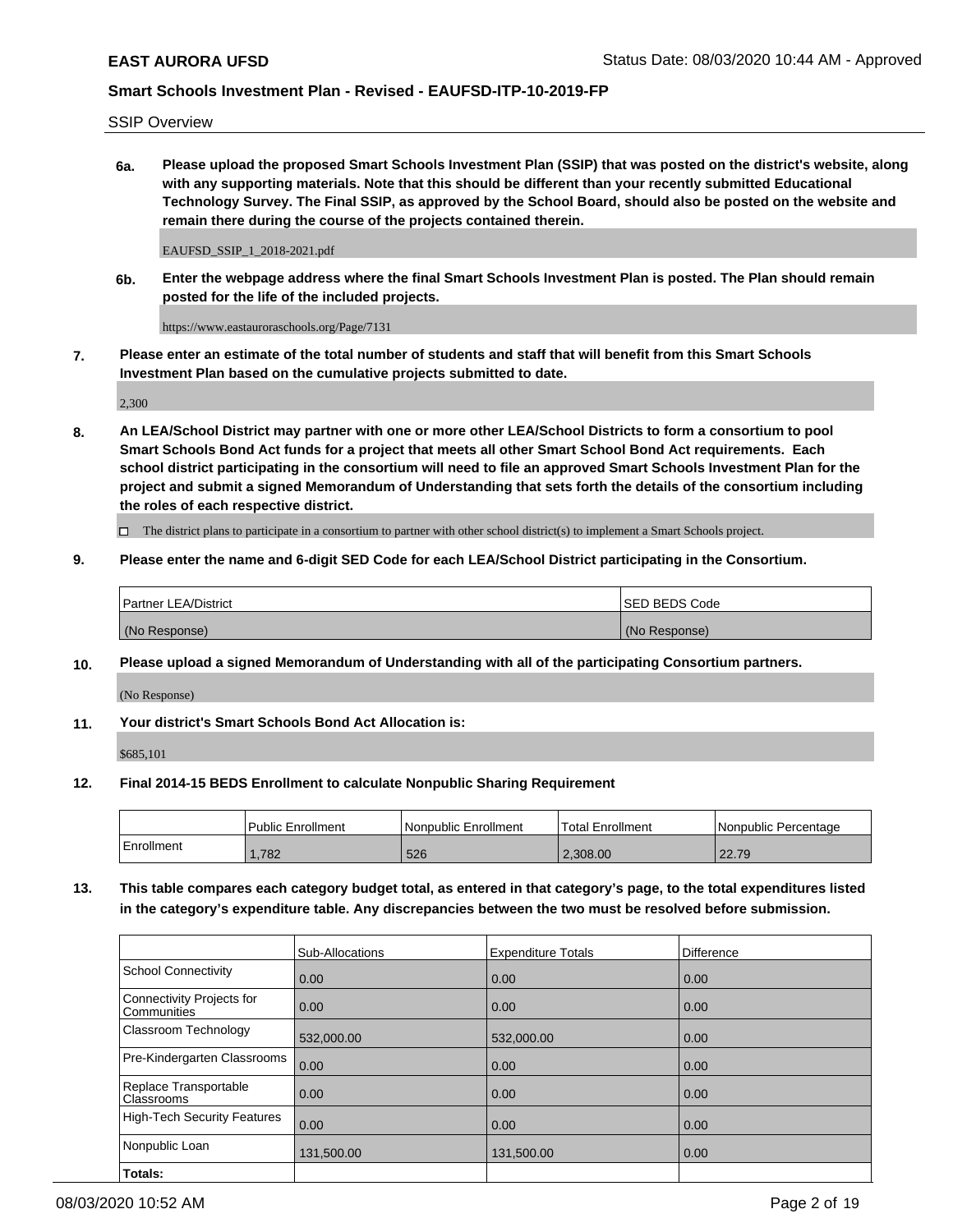SSIP Overview

**6a. Please upload the proposed Smart Schools Investment Plan (SSIP) that was posted on the district's website, along with any supporting materials. Note that this should be different than your recently submitted Educational Technology Survey. The Final SSIP, as approved by the School Board, should also be posted on the website and remain there during the course of the projects contained therein.**

EAUFSD_SSIP_1_2018-2021.pdf

**6b. Enter the webpage address where the final Smart Schools Investment Plan is posted. The Plan should remain posted for the life of the included projects.**

https://www.eastauroraschools.org/Page/7131

**7. Please enter an estimate of the total number of students and staff that will benefit from this Smart Schools Investment Plan based on the cumulative projects submitted to date.**

2,300

**8. An LEA/School District may partner with one or more other LEA/School Districts to form a consortium to pool Smart Schools Bond Act funds for a project that meets all other Smart School Bond Act requirements. Each school district participating in the consortium will need to file an approved Smart Schools Investment Plan for the project and submit a signed Memorandum of Understanding that sets forth the details of the consortium including the roles of each respective district.**

☐ The district plans to participate in a consortium to partner with other school district(s) to implement a Smart Schools project.

**9. Please enter the name and 6-digit SED Code for each LEA/School District participating in the Consortium.**

| Partner LEA/District | SED BEDS Code |
|---|---|
| (No Response) | (No Response) |

**10. Please upload a signed Memorandum of Understanding with all of the participating Consortium partners.**

(No Response)

**11. Your district's Smart Schools Bond Act Allocation is:**

$685,101

**12. Final 2014-15 BEDS Enrollment to calculate Nonpublic Sharing Requirement**

| | Public Enrollment | Nonpublic Enrollment | Total Enrollment | Nonpublic Percentage |
|---|---|---|---|---|
| Enrollment | 1,782 | 526 | 2,308.00 | 22.79 |

**13. This table compares each category budget total, as entered in that category's page, to the total expenditures listed in the category's expenditure table. Any discrepancies between the two must be resolved before submission.**

| | Sub-Allocations | Expenditure Totals | Difference |
|---|---|---|---|
| School Connectivity | 0.00 | 0.00 | 0.00 |
| Connectivity Projects for Communities | 0.00 | 0.00 | 0.00 |
| Classroom Technology | 532,000.00 | 532,000.00 | 0.00 |
| Pre-Kindergarten Classrooms | 0.00 | 0.00 | 0.00 |
| Replace Transportable Classrooms | 0.00 | 0.00 | 0.00 |
| High-Tech Security Features | 0.00 | 0.00 | 0.00 |
| Nonpublic Loan | 131,500.00 | 131,500.00 | 0.00 |
| **Totals:** | | | |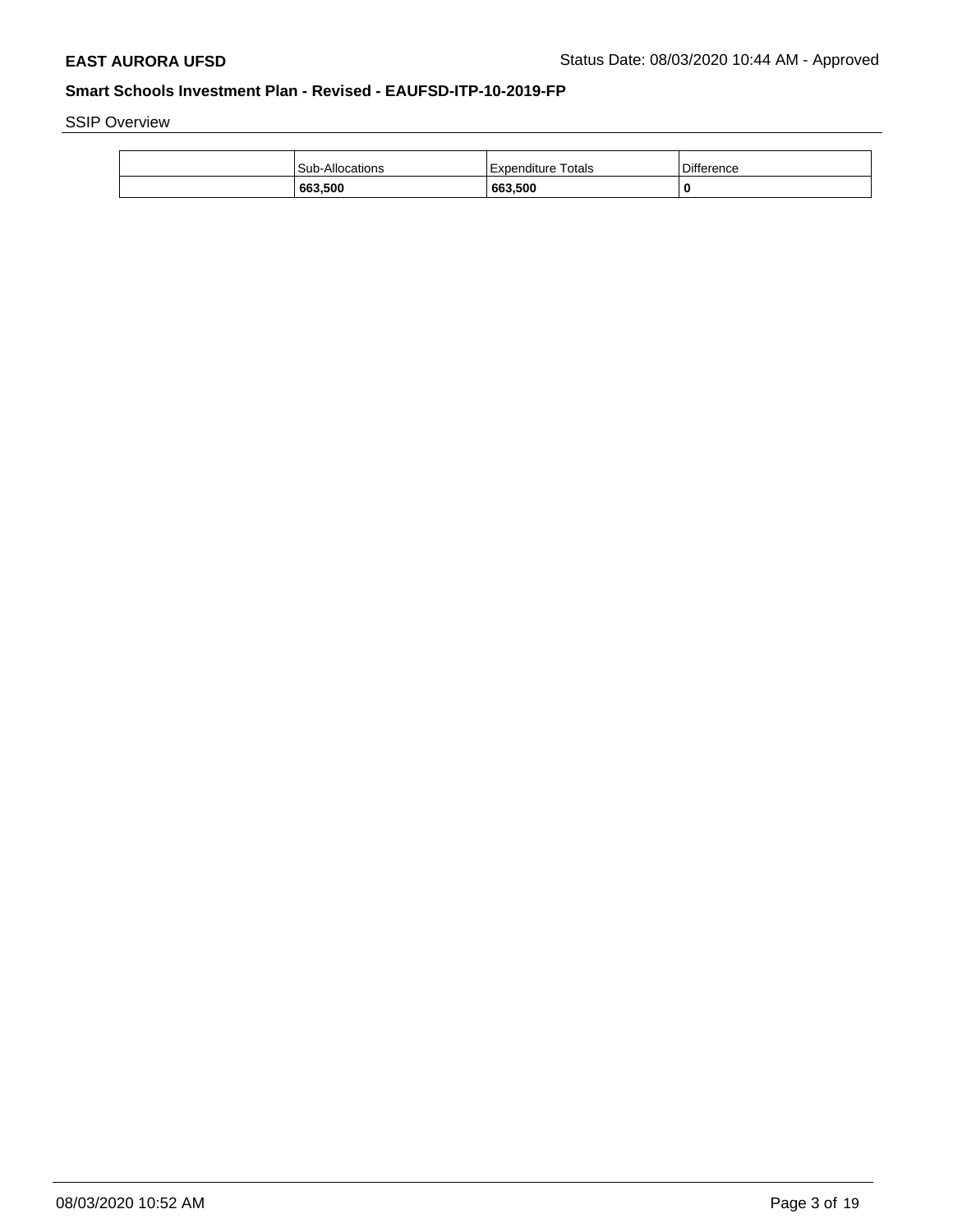SSIP Overview

| | Sub-Allocations | Expenditure Totals | Difference |
|---|---|---|---|
| | **663,500** | **663,500** | **0** |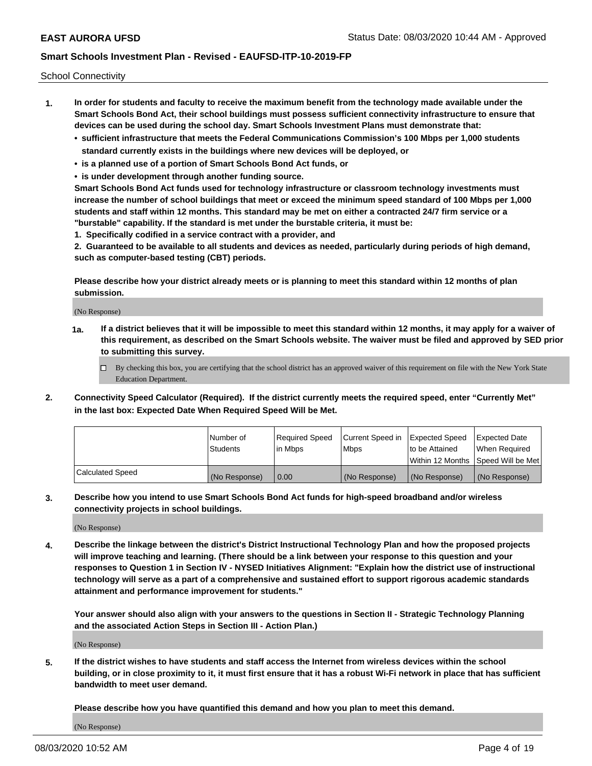School Connectivity

1. **In order for students and faculty to receive the maximum benefit from the technology made available under the Smart Schools Bond Act, their school buildings must possess sufficient connectivity infrastructure to ensure that devices can be used during the school day. Smart Schools Investment Plans must demonstrate that:**
   - **sufficient infrastructure that meets the Federal Communications Commission's 100 Mbps per 1,000 students standard currently exists in the buildings where new devices will be deployed, or**
   - **is a planned use of a portion of Smart Schools Bond Act funds, or**
   - **is under development through another funding source.**

   **Smart Schools Bond Act funds used for technology infrastructure or classroom technology investments must increase the number of school buildings that meet or exceed the minimum speed standard of 100 Mbps per 1,000 students and staff within 12 months. This standard may be met on either a contracted 24/7 firm service or a "burstable" capability. If the standard is met under the burstable criteria, it must be:**

   **1. Specifically codified in a service contract with a provider, and**

   **2. Guaranteed to be available to all students and devices as needed, particularly during periods of high demand, such as computer-based testing (CBT) periods.**

   **Please describe how your district already meets or is planning to meet this standard within 12 months of plan submission.**

   (No Response)

   **1a. If a district believes that it will be impossible to meet this standard within 12 months, it may apply for a waiver of this requirement, as described on the Smart Schools website. The waiver must be filed and approved by SED prior to submitting this survey.**

   ☐ By checking this box, you are certifying that the school district has an approved waiver of this requirement on file with the New York State Education Department.

2. **Connectivity Speed Calculator (Required). If the district currently meets the required speed, enter "Currently Met" in the last box: Expected Date When Required Speed Will be Met.**

| | Number of Students | Required Speed in Mbps | Current Speed in Mbps | Expected Speed to be Attained Within 12 Months | Expected Date When Required Speed Will be Met |
|---|---|---|---|---|---|
| Calculated Speed | (No Response) | 0.00 | (No Response) | (No Response) | (No Response) |

3. **Describe how you intend to use Smart Schools Bond Act funds for high-speed broadband and/or wireless connectivity projects in school buildings.**

   (No Response)

4. **Describe the linkage between the district's District Instructional Technology Plan and how the proposed projects will improve teaching and learning. (There should be a link between your response to this question and your responses to Question 1 in Section IV - NYSED Initiatives Alignment: "Explain how the district use of instructional technology will serve as a part of a comprehensive and sustained effort to support rigorous academic standards attainment and performance improvement for students."**

   **Your answer should also align with your answers to the questions in Section II - Strategic Technology Planning and the associated Action Steps in Section III - Action Plan.)**

   (No Response)

5. **If the district wishes to have students and staff access the Internet from wireless devices within the school building, or in close proximity to it, it must first ensure that it has a robust Wi-Fi network in place that has sufficient bandwidth to meet user demand.**

   **Please describe how you have quantified this demand and how you plan to meet this demand.**

   (No Response)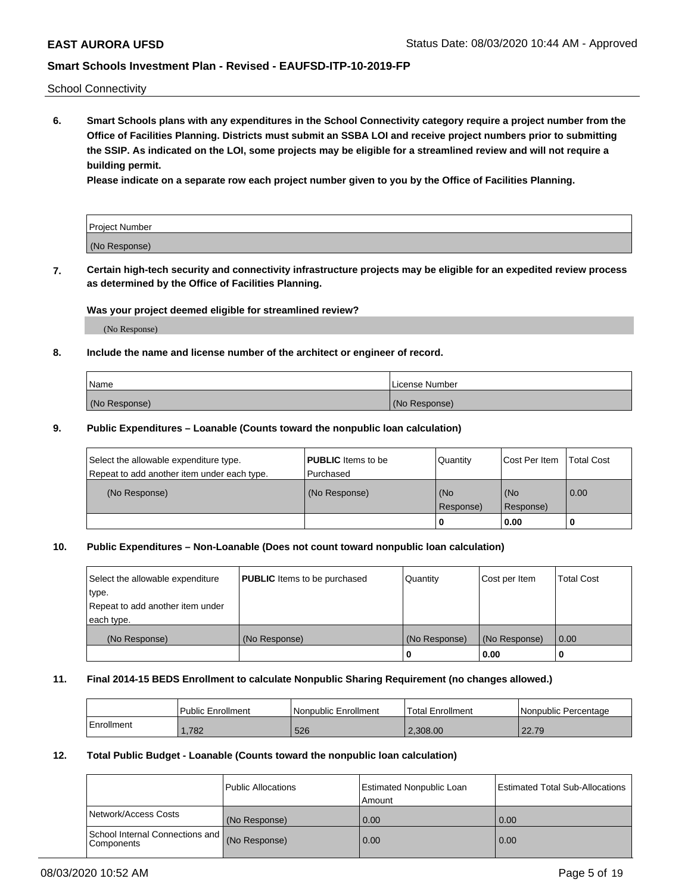School Connectivity

**6. Smart Schools plans with any expenditures in the School Connectivity category require a project number from the Office of Facilities Planning. Districts must submit an SSBA LOI and receive project numbers prior to submitting the SSIP. As indicated on the LOI, some projects may be eligible for a streamlined review and will not require a building permit.**

**Please indicate on a separate row each project number given to you by the Office of Facilities Planning.**

| Project Number |
| --- |
| (No Response) |

**7. Certain high-tech security and connectivity infrastructure projects may be eligible for an expedited review process as determined by the Office of Facilities Planning.**

**Was your project deemed eligible for streamlined review?**

(No Response)

**8. Include the name and license number of the architect or engineer of record.**

| Name | License Number |
| --- | --- |
| (No Response) | (No Response) |

**9. Public Expenditures – Loanable (Counts toward the nonpublic loan calculation)**

| Select the allowable expenditure type. Repeat to add another item under each type. | **PUBLIC** Items to be Purchased | Quantity | Cost Per Item | Total Cost |
| --- | --- | --- | --- | --- |
| (No Response) | (No Response) | (No Response) | (No Response) | 0.00 |
| | | 0 | 0.00 | 0 |

**10. Public Expenditures – Non-Loanable (Does not count toward nonpublic loan calculation)**

| Select the allowable expenditure type. Repeat to add another item under each type. | **PUBLIC** Items to be purchased | Quantity | Cost per Item | Total Cost |
| --- | --- | --- | --- | --- |
| (No Response) | (No Response) | (No Response) | (No Response) | 0.00 |
| | | 0 | 0.00 | 0 |

**11. Final 2014-15 BEDS Enrollment to calculate Nonpublic Sharing Requirement (no changes allowed.)**

| | Public Enrollment | Nonpublic Enrollment | Total Enrollment | Nonpublic Percentage |
| --- | --- | --- | --- | --- |
| Enrollment | 1,782 | 526 | 2,308.00 | 22.79 |

**12. Total Public Budget - Loanable (Counts toward the nonpublic loan calculation)**

| | Public Allocations | Estimated Nonpublic Loan Amount | Estimated Total Sub-Allocations |
| --- | --- | --- | --- |
| Network/Access Costs | (No Response) | 0.00 | 0.00 |
| School Internal Connections and Components | (No Response) | 0.00 | 0.00 |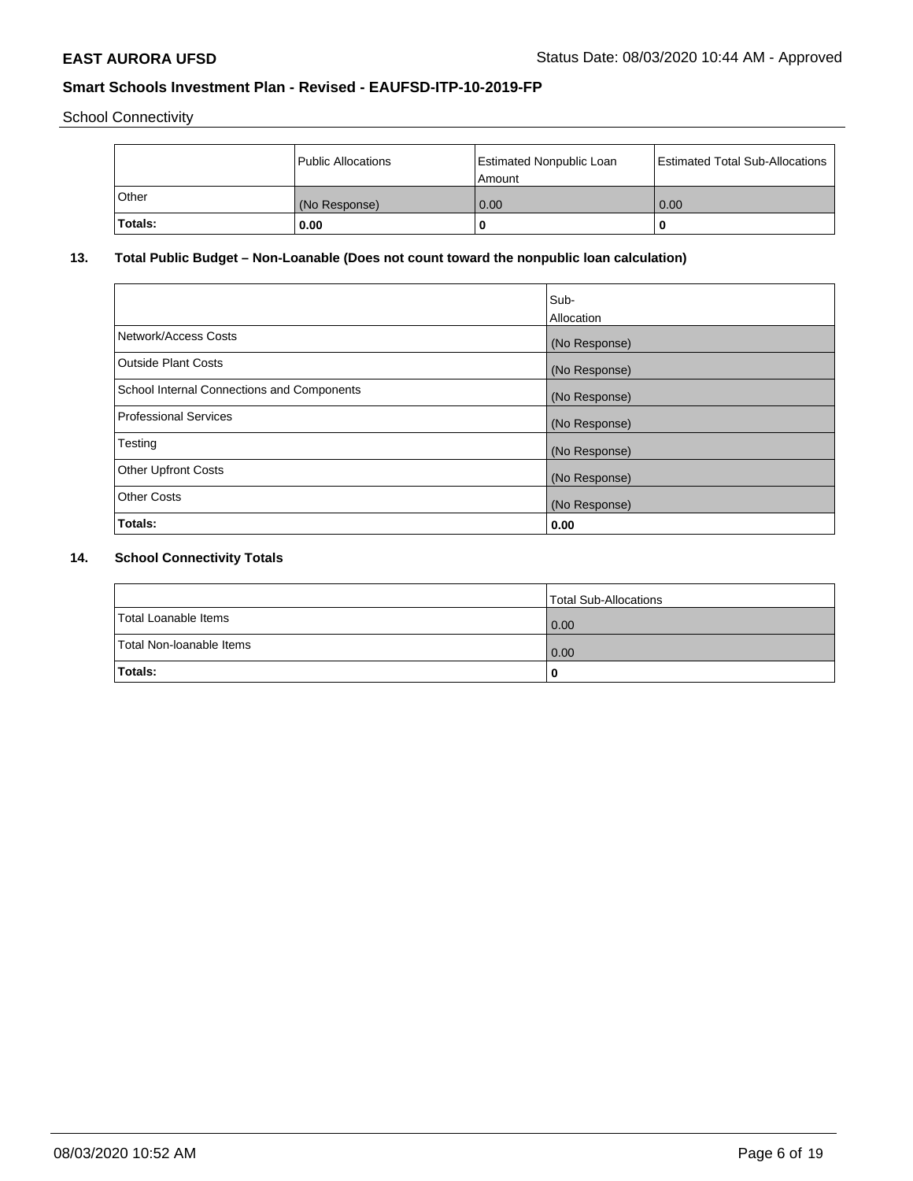School Connectivity

| | Public Allocations | Estimated Nonpublic Loan Amount | Estimated Total Sub-Allocations |
|---|---|---|---|
| Other | (No Response) | 0.00 | 0.00 |
| **Totals:** | **0.00** | **0** | **0** |

## 13. Total Public Budget – Non-Loanable (Does not count toward the nonpublic loan calculation)

| | Sub-Allocation |
|---|---|
| Network/Access Costs | (No Response) |
| Outside Plant Costs | (No Response) |
| School Internal Connections and Components | (No Response) |
| Professional Services | (No Response) |
| Testing | (No Response) |
| Other Upfront Costs | (No Response) |
| Other Costs | (No Response) |
| **Totals:** | **0.00** |

## 14. School Connectivity Totals

| | Total Sub-Allocations |
|---|---|
| Total Loanable Items | 0.00 |
| Total Non-loanable Items | 0.00 |
| **Totals:** | **0** |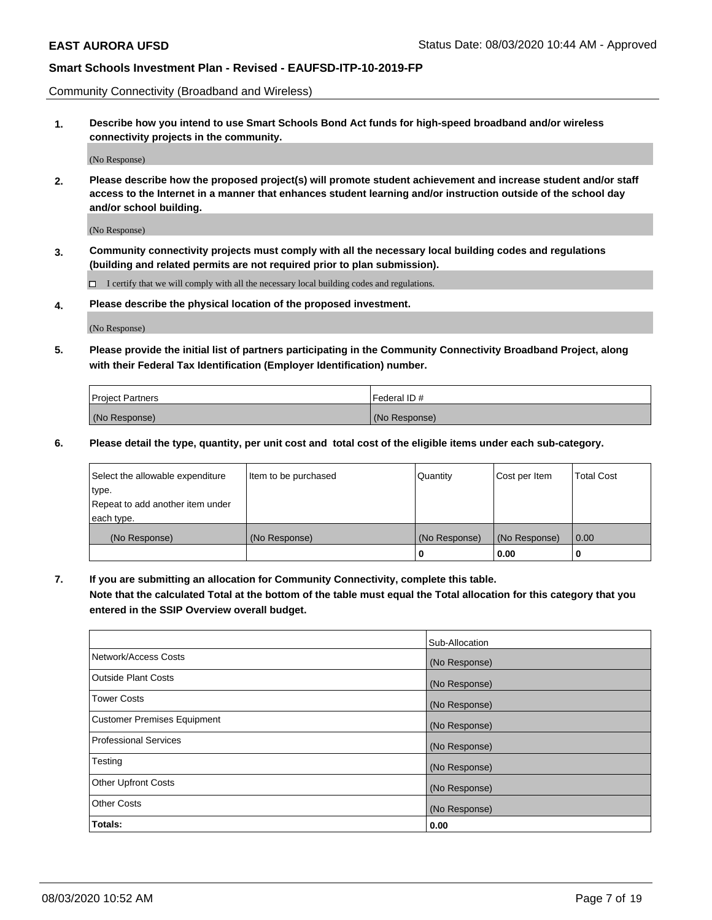Community Connectivity (Broadband and Wireless)

**1. Describe how you intend to use Smart Schools Bond Act funds for high-speed broadband and/or wireless connectivity projects in the community.**

(No Response)

**2. Please describe how the proposed project(s) will promote student achievement and increase student and/or staff access to the Internet in a manner that enhances student learning and/or instruction outside of the school day and/or school building.**

(No Response)

**3. Community connectivity projects must comply with all the necessary local building codes and regulations (building and related permits are not required prior to plan submission).**

☐ I certify that we will comply with all the necessary local building codes and regulations.

**4. Please describe the physical location of the proposed investment.**

(No Response)

**5. Please provide the initial list of partners participating in the Community Connectivity Broadband Project, along with their Federal Tax Identification (Employer Identification) number.**

| Project Partners | Federal ID # |
|---|---|
| (No Response) | (No Response) |

**6. Please detail the type, quantity, per unit cost and total cost of the eligible items under each sub-category.**

| Select the allowable expenditure type. Repeat to add another item under each type. | Item to be purchased | Quantity | Cost per Item | Total Cost |
|---|---|---|---|---|
| (No Response) | (No Response) | (No Response) | (No Response) | 0.00 |
| | | **0** | **0.00** | **0** |

**7. If you are submitting an allocation for Community Connectivity, complete this table. Note that the calculated Total at the bottom of the table must equal the Total allocation for this category that you entered in the SSIP Overview overall budget.**

| | Sub-Allocation |
|---|---|
| Network/Access Costs | (No Response) |
| Outside Plant Costs | (No Response) |
| Tower Costs | (No Response) |
| Customer Premises Equipment | (No Response) |
| Professional Services | (No Response) |
| Testing | (No Response) |
| Other Upfront Costs | (No Response) |
| Other Costs | (No Response) |
| **Totals:** | **0.00** |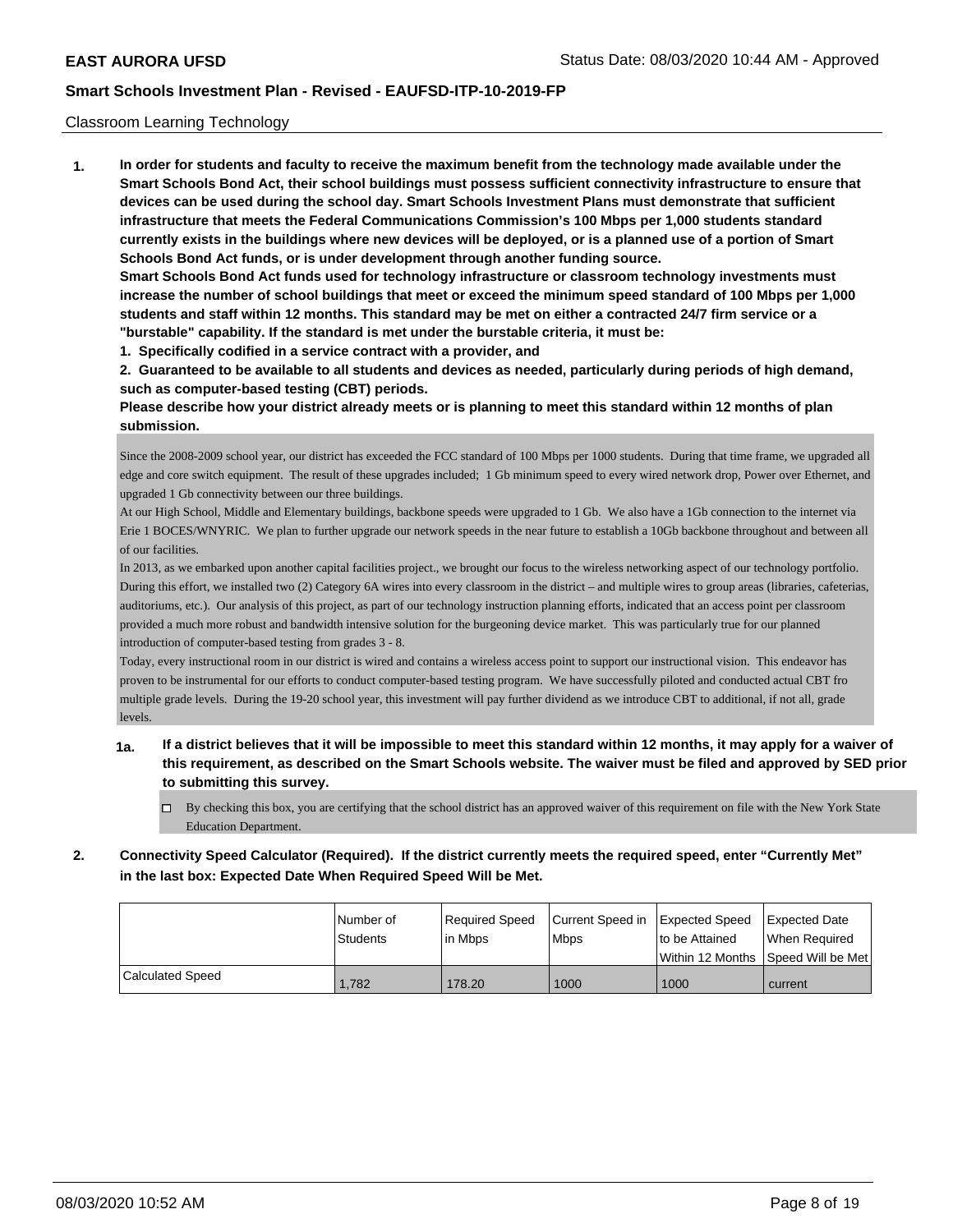Classroom Learning Technology

**1. In order for students and faculty to receive the maximum benefit from the technology made available under the Smart Schools Bond Act, their school buildings must possess sufficient connectivity infrastructure to ensure that devices can be used during the school day. Smart Schools Investment Plans must demonstrate that sufficient infrastructure that meets the Federal Communications Commission's 100 Mbps per 1,000 students standard currently exists in the buildings where new devices will be deployed, or is a planned use of a portion of Smart Schools Bond Act funds, or is under development through another funding source.**

**Smart Schools Bond Act funds used for technology infrastructure or classroom technology investments must increase the number of school buildings that meet or exceed the minimum speed standard of 100 Mbps per 1,000 students and staff within 12 months. This standard may be met on either a contracted 24/7 firm service or a "burstable" capability. If the standard is met under the burstable criteria, it must be:**

**1. Specifically codified in a service contract with a provider, and**

**2. Guaranteed to be available to all students and devices as needed, particularly during periods of high demand, such as computer-based testing (CBT) periods.**

**Please describe how your district already meets or is planning to meet this standard within 12 months of plan submission.**

Since the 2008-2009 school year, our district has exceeded the FCC standard of 100 Mbps per 1000 students. During that time frame, we upgraded all edge and core switch equipment. The result of these upgrades included; 1 Gb minimum speed to every wired network drop, Power over Ethernet, and upgraded 1 Gb connectivity between our three buildings.

At our High School, Middle and Elementary buildings, backbone speeds were upgraded to 1 Gb. We also have a 1Gb connection to the internet via Erie 1 BOCES/WNYRIC. We plan to further upgrade our network speeds in the near future to establish a 10Gb backbone throughout and between all of our facilities.

In 2013, as we embarked upon another capital facilities project., we brought our focus to the wireless networking aspect of our technology portfolio. During this effort, we installed two (2) Category 6A wires into every classroom in the district – and multiple wires to group areas (libraries, cafeterias, auditoriums, etc.). Our analysis of this project, as part of our technology instruction planning efforts, indicated that an access point per classroom provided a much more robust and bandwidth intensive solution for the burgeoning device market. This was particularly true for our planned introduction of computer-based testing from grades 3 - 8.

Today, every instructional room in our district is wired and contains a wireless access point to support our instructional vision. This endeavor has proven to be instrumental for our efforts to conduct computer-based testing program. We have successfully piloted and conducted actual CBT fro multiple grade levels. During the 19-20 school year, this investment will pay further dividend as we introduce CBT to additional, if not all, grade levels.

**1a. If a district believes that it will be impossible to meet this standard within 12 months, it may apply for a waiver of this requirement, as described on the Smart Schools website. The waiver must be filed and approved by SED prior to submitting this survey.**

☐ By checking this box, you are certifying that the school district has an approved waiver of this requirement on file with the New York State Education Department.

**2. Connectivity Speed Calculator (Required). If the district currently meets the required speed, enter "Currently Met" in the last box: Expected Date When Required Speed Will be Met.**

| | Number of Students | Required Speed in Mbps | Current Speed in Mbps | Expected Speed to be Attained Within 12 Months | Expected Date When Required Speed Will be Met |
|---|---|---|---|---|---|
| Calculated Speed | 1,782 | 178.20 | 1000 | 1000 | current |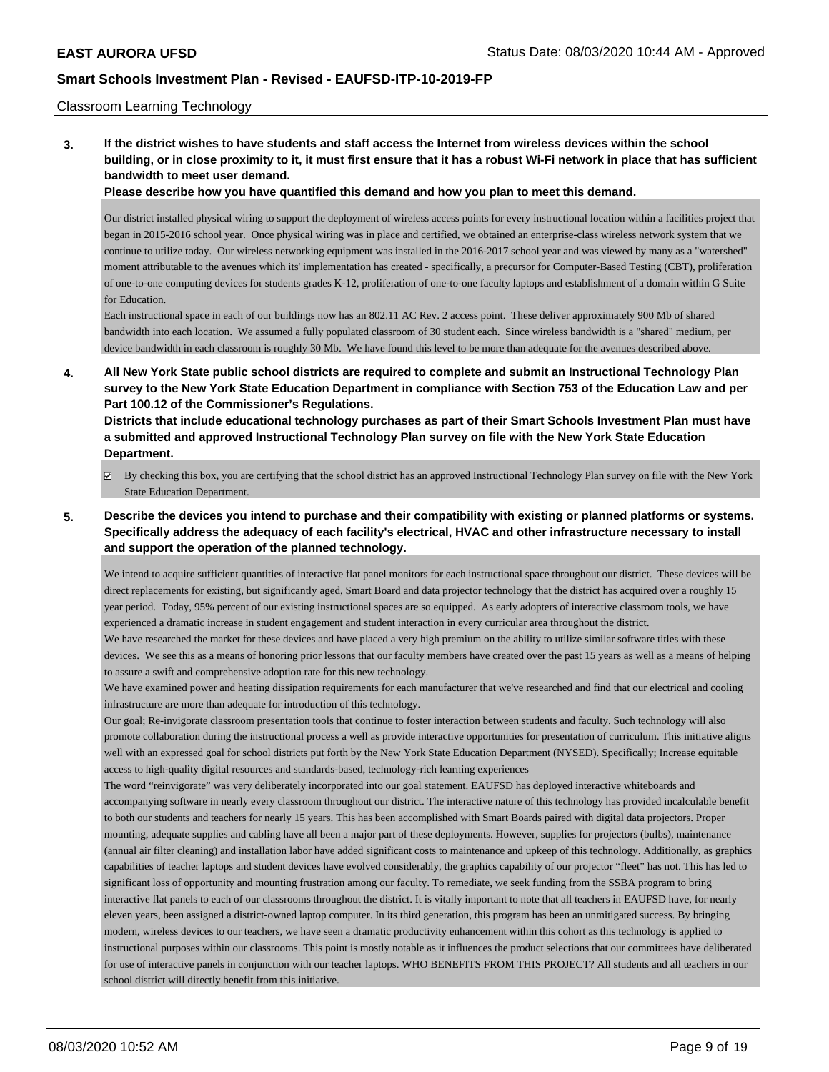Classroom Learning Technology

**3. If the district wishes to have students and staff access the Internet from wireless devices within the school building, or in close proximity to it, it must first ensure that it has a robust Wi-Fi network in place that has sufficient bandwidth to meet user demand.**

**Please describe how you have quantified this demand and how you plan to meet this demand.**

Our district installed physical wiring to support the deployment of wireless access points for every instructional location within a facilities project that began in 2015-2016 school year. Once physical wiring was in place and certified, we obtained an enterprise-class wireless network system that we continue to utilize today. Our wireless networking equipment was installed in the 2016-2017 school year and was viewed by many as a "watershed" moment attributable to the avenues which its' implementation has created - specifically, a precursor for Computer-Based Testing (CBT), proliferation of one-to-one computing devices for students grades K-12, proliferation of one-to-one faculty laptops and establishment of a domain within G Suite for Education.
Each instructional space in each of our buildings now has an 802.11 AC Rev. 2 access point. These deliver approximately 900 Mb of shared bandwidth into each location. We assumed a fully populated classroom of 30 student each. Since wireless bandwidth is a "shared" medium, per device bandwidth in each classroom is roughly 30 Mb. We have found this level to be more than adequate for the avenues described above.

**4. All New York State public school districts are required to complete and submit an Instructional Technology Plan survey to the New York State Education Department in compliance with Section 753 of the Education Law and per Part 100.12 of the Commissioner's Regulations.**
**Districts that include educational technology purchases as part of their Smart Schools Investment Plan must have a submitted and approved Instructional Technology Plan survey on file with the New York State Education Department.**

- ☑ By checking this box, you are certifying that the school district has an approved Instructional Technology Plan survey on file with the New York State Education Department.

**5. Describe the devices you intend to purchase and their compatibility with existing or planned platforms or systems. Specifically address the adequacy of each facility's electrical, HVAC and other infrastructure necessary to install and support the operation of the planned technology.**

We intend to acquire sufficient quantities of interactive flat panel monitors for each instructional space throughout our district. These devices will be direct replacements for existing, but significantly aged, Smart Board and data projector technology that the district has acquired over a roughly 15 year period. Today, 95% percent of our existing instructional spaces are so equipped. As early adopters of interactive classroom tools, we have experienced a dramatic increase in student engagement and student interaction in every curricular area throughout the district.
We have researched the market for these devices and have placed a very high premium on the ability to utilize similar software titles with these devices. We see this as a means of honoring prior lessons that our faculty members have created over the past 15 years as well as a means of helping to assure a swift and comprehensive adoption rate for this new technology.
We have examined power and heating dissipation requirements for each manufacturer that we've researched and find that our electrical and cooling infrastructure are more than adequate for introduction of this technology.
Our goal; Re-invigorate classroom presentation tools that continue to foster interaction between students and faculty. Such technology will also promote collaboration during the instructional process a well as provide interactive opportunities for presentation of curriculum. This initiative aligns well with an expressed goal for school districts put forth by the New York State Education Department (NYSED). Specifically; Increase equitable access to high-quality digital resources and standards-based, technology-rich learning experiences
The word "reinvigorate" was very deliberately incorporated into our goal statement. EAUFSD has deployed interactive whiteboards and accompanying software in nearly every classroom throughout our district. The interactive nature of this technology has provided incalculable benefit to both our students and teachers for nearly 15 years. This has been accomplished with Smart Boards paired with digital data projectors. Proper mounting, adequate supplies and cabling have all been a major part of these deployments. However, supplies for projectors (bulbs), maintenance (annual air filter cleaning) and installation labor have added significant costs to maintenance and upkeep of this technology. Additionally, as graphics capabilities of teacher laptops and student devices have evolved considerably, the graphics capability of our projector "fleet" has not. This has led to significant loss of opportunity and mounting frustration among our faculty. To remediate, we seek funding from the SSBA program to bring interactive flat panels to each of our classrooms throughout the district. It is vitally important to note that all teachers in EAUFSD have, for nearly eleven years, been assigned a district-owned laptop computer. In its third generation, this program has been an unmitigated success. By bringing modern, wireless devices to our teachers, we have seen a dramatic productivity enhancement within this cohort as this technology is applied to instructional purposes within our classrooms. This point is mostly notable as it influences the product selections that our committees have deliberated for use of interactive panels in conjunction with our teacher laptops. WHO BENEFITS FROM THIS PROJECT? All students and all teachers in our school district will directly benefit from this initiative.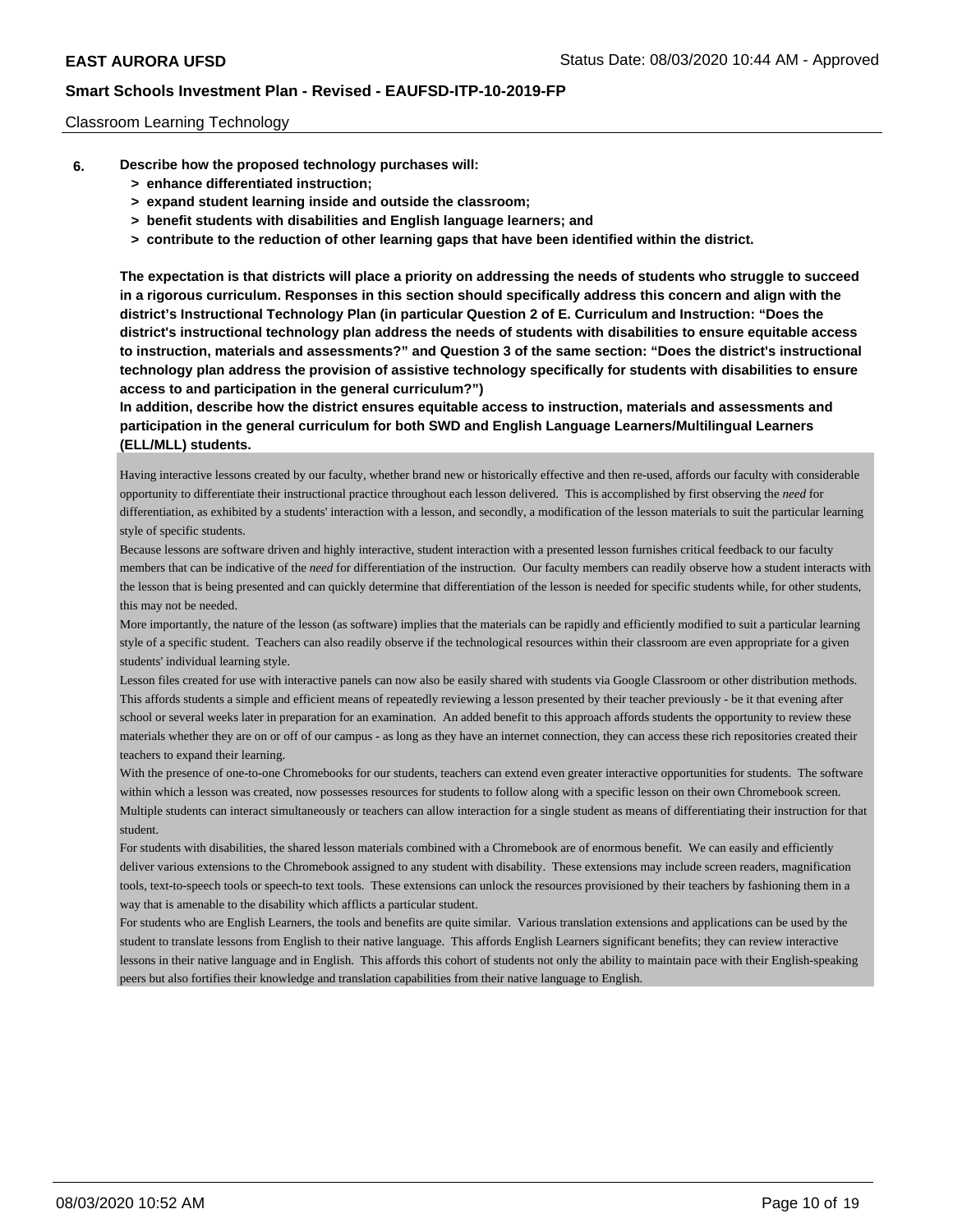Classroom Learning Technology

**6. Describe how the proposed technology purchases will:**

- **> enhance differentiated instruction;**
- **> expand student learning inside and outside the classroom;**
- **> benefit students with disabilities and English language learners; and**
- **> contribute to the reduction of other learning gaps that have been identified within the district.**

**The expectation is that districts will place a priority on addressing the needs of students who struggle to succeed in a rigorous curriculum. Responses in this section should specifically address this concern and align with the district's Instructional Technology Plan (in particular Question 2 of E. Curriculum and Instruction: "Does the district's instructional technology plan address the needs of students with disabilities to ensure equitable access to instruction, materials and assessments?" and Question 3 of the same section: "Does the district's instructional technology plan address the provision of assistive technology specifically for students with disabilities to ensure access to and participation in the general curriculum?")**

**In addition, describe how the district ensures equitable access to instruction, materials and assessments and participation in the general curriculum for both SWD and English Language Learners/Multilingual Learners (ELL/MLL) students.**

Having interactive lessons created by our faculty, whether brand new or historically effective and then re-used, affords our faculty with considerable opportunity to differentiate their instructional practice throughout each lesson delivered. This is accomplished by first observing the *need* for differentiation, as exhibited by a students' interaction with a lesson, and secondly, a modification of the lesson materials to suit the particular learning style of specific students.

Because lessons are software driven and highly interactive, student interaction with a presented lesson furnishes critical feedback to our faculty members that can be indicative of the *need* for differentiation of the instruction. Our faculty members can readily observe how a student interacts with the lesson that is being presented and can quickly determine that differentiation of the lesson is needed for specific students while, for other students, this may not be needed.

More importantly, the nature of the lesson (as software) implies that the materials can be rapidly and efficiently modified to suit a particular learning style of a specific student. Teachers can also readily observe if the technological resources within their classroom are even appropriate for a given students' individual learning style.

Lesson files created for use with interactive panels can now also be easily shared with students via Google Classroom or other distribution methods. This affords students a simple and efficient means of repeatedly reviewing a lesson presented by their teacher previously - be it that evening after school or several weeks later in preparation for an examination. An added benefit to this approach affords students the opportunity to review these materials whether they are on or off of our campus - as long as they have an internet connection, they can access these rich repositories created their teachers to expand their learning.

With the presence of one-to-one Chromebooks for our students, teachers can extend even greater interactive opportunities for students. The software within which a lesson was created, now possesses resources for students to follow along with a specific lesson on their own Chromebook screen. Multiple students can interact simultaneously or teachers can allow interaction for a single student as means of differentiating their instruction for that student.

For students with disabilities, the shared lesson materials combined with a Chromebook are of enormous benefit. We can easily and efficiently deliver various extensions to the Chromebook assigned to any student with disability. These extensions may include screen readers, magnification tools, text-to-speech tools or speech-to text tools. These extensions can unlock the resources provisioned by their teachers by fashioning them in a way that is amenable to the disability which afflicts a particular student.

For students who are English Learners, the tools and benefits are quite similar. Various translation extensions and applications can be used by the student to translate lessons from English to their native language. This affords English Learners significant benefits; they can review interactive lessons in their native language and in English. This affords this cohort of students not only the ability to maintain pace with their English-speaking peers but also fortifies their knowledge and translation capabilities from their native language to English.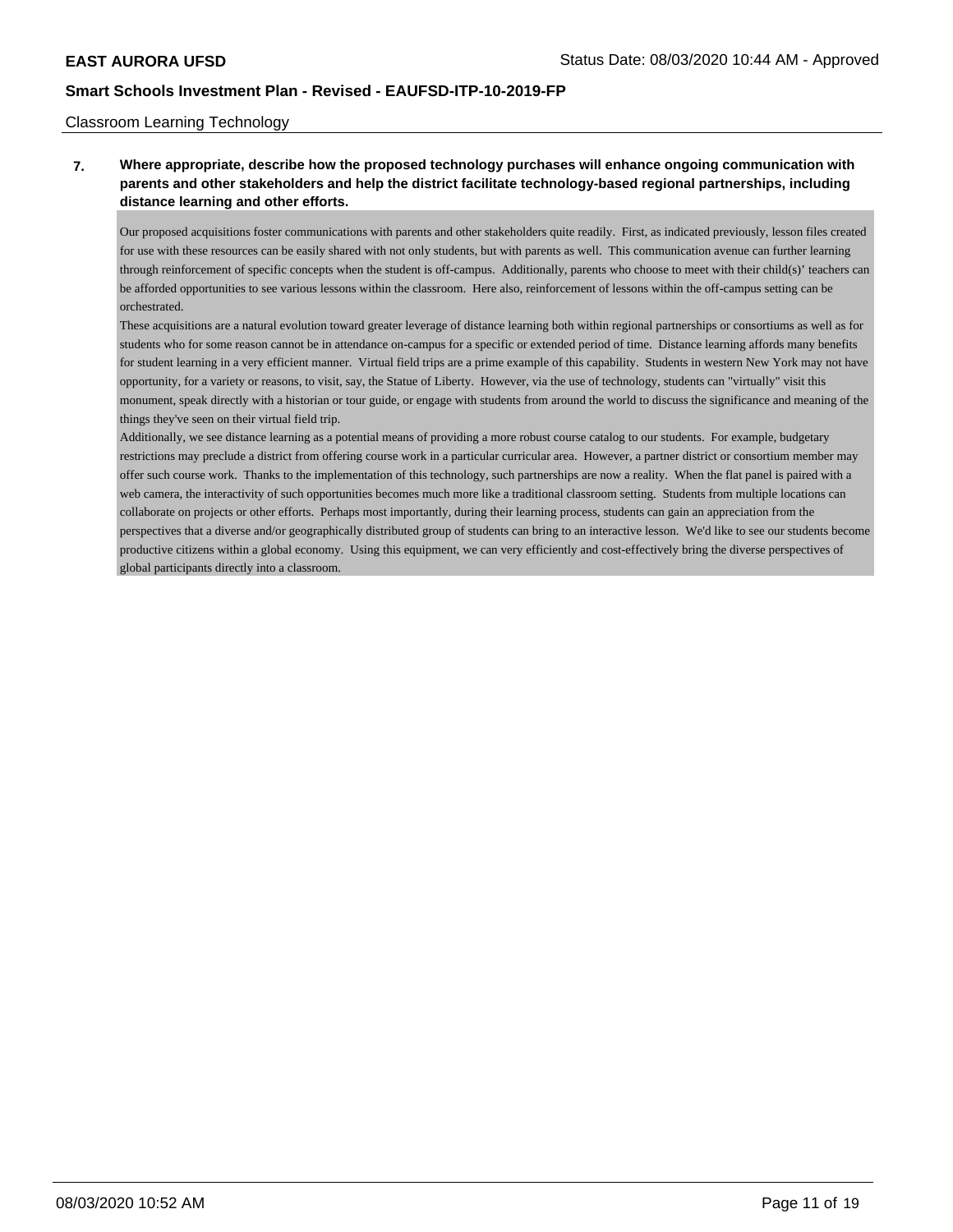Classroom Learning Technology

**7. Where appropriate, describe how the proposed technology purchases will enhance ongoing communication with parents and other stakeholders and help the district facilitate technology-based regional partnerships, including distance learning and other efforts.**

Our proposed acquisitions foster communications with parents and other stakeholders quite readily. First, as indicated previously, lesson files created for use with these resources can be easily shared with not only students, but with parents as well. This communication avenue can further learning through reinforcement of specific concepts when the student is off-campus. Additionally, parents who choose to meet with their child(s)' teachers can be afforded opportunities to see various lessons within the classroom. Here also, reinforcement of lessons within the off-campus setting can be orchestrated.

These acquisitions are a natural evolution toward greater leverage of distance learning both within regional partnerships or consortiums as well as for students who for some reason cannot be in attendance on-campus for a specific or extended period of time. Distance learning affords many benefits for student learning in a very efficient manner. Virtual field trips are a prime example of this capability. Students in western New York may not have opportunity, for a variety or reasons, to visit, say, the Statue of Liberty. However, via the use of technology, students can "virtually" visit this monument, speak directly with a historian or tour guide, or engage with students from around the world to discuss the significance and meaning of the things they've seen on their virtual field trip.

Additionally, we see distance learning as a potential means of providing a more robust course catalog to our students. For example, budgetary restrictions may preclude a district from offering course work in a particular curricular area. However, a partner district or consortium member may offer such course work. Thanks to the implementation of this technology, such partnerships are now a reality. When the flat panel is paired with a web camera, the interactivity of such opportunities becomes much more like a traditional classroom setting. Students from multiple locations can collaborate on projects or other efforts. Perhaps most importantly, during their learning process, students can gain an appreciation from the perspectives that a diverse and/or geographically distributed group of students can bring to an interactive lesson. We'd like to see our students become productive citizens within a global economy. Using this equipment, we can very efficiently and cost-effectively bring the diverse perspectives of global participants directly into a classroom.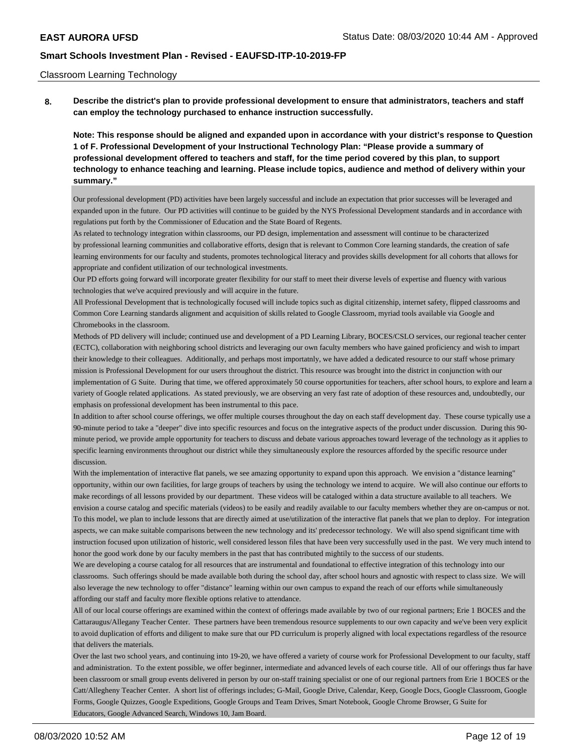Classroom Learning Technology

**8. Describe the district's plan to provide professional development to ensure that administrators, teachers and staff can employ the technology purchased to enhance instruction successfully.**

**Note: This response should be aligned and expanded upon in accordance with your district's response to Question 1 of F. Professional Development of your Instructional Technology Plan: "Please provide a summary of professional development offered to teachers and staff, for the time period covered by this plan, to support technology to enhance teaching and learning. Please include topics, audience and method of delivery within your summary."**

Our professional development (PD) activities have been largely successful and include an expectation that prior successes will be leveraged and expanded upon in the future. Our PD activities will continue to be guided by the NYS Professional Development standards and in accordance with regulations put forth by the Commissioner of Education and the State Board of Regents.

As related to technology integration within classrooms, our PD design, implementation and assessment will continue to be characterized by professional learning communities and collaborative efforts, design that is relevant to Common Core learning standards, the creation of safe learning environments for our faculty and students, promotes technological literacy and provides skills development for all cohorts that allows for appropriate and confident utilization of our technological investments.

Our PD efforts going forward will incorporate greater flexibility for our staff to meet their diverse levels of expertise and fluency with various technologies that we've acquired previously and will acquire in the future.

All Professional Development that is technologically focused will include topics such as digital citizenship, internet safety, flipped classrooms and Common Core Learning standards alignment and acquisition of skills related to Google Classroom, myriad tools available via Google and Chromebooks in the classroom.

Methods of PD delivery will include; continued use and development of a PD Learning Library, BOCES/CSLO services, our regional teacher center (ECTC), collaboration with neighboring school districts and leveraging our own faculty members who have gained proficiency and wish to impart their knowledge to their colleagues. Additionally, and perhaps most importatnly, we have added a dedicated resource to our staff whose primary mission is Professional Development for our users throughout the district. This resource was brought into the district in conjunction with our implementation of G Suite. During that time, we offered approximately 50 course opportunities for teachers, after school hours, to explore and learn a variety of Google related applications. As stated previously, we are observing an very fast rate of adoption of these resources and, undoubtedly, our emphasis on professional development has been instrumental to this pace.

In addition to after school course offerings, we offer multiple courses throughout the day on each staff development day. These course typically use a 90-minute period to take a "deeper" dive into specific resources and focus on the integrative aspects of the product under discussion. During this 90-minute period, we provide ample opportunity for teachers to discuss and debate various approaches toward leverage of the technology as it applies to specific learning environments throughout our district while they simultaneously explore the resources afforded by the specific resource under discussion.

With the implementation of interactive flat panels, we see amazing opportunity to expand upon this approach. We envision a "distance learning" opportunity, within our own facilities, for large groups of teachers by using the technology we intend to acquire. We will also continue our efforts to make recordings of all lessons provided by our department. These videos will be cataloged within a data structure available to all teachers. We envision a course catalog and specific materials (videos) to be easily and readily available to our faculty members whether they are on-campus or not. To this model, we plan to include lessons that are directly aimed at use/utilization of the interactive flat panels that we plan to deploy. For integration aspects, we can make suitable comparisons between the new technology and its' predecessor technology. We will also spend significant time with instruction focused upon utilization of historic, well considered lesson files that have been very successfully used in the past. We very much intend to honor the good work done by our faculty members in the past that has contributed mightily to the success of our students.

We are developing a course catalog for all resources that are instrumental and foundational to effective integration of this technology into our classrooms. Such offerings should be made available both during the school day, after school hours and agnostic with respect to class size. We will also leverage the new technology to offer "distance" learning within our own campus to expand the reach of our efforts while simultaneously affording our staff and faculty more flexible options relative to attendance.

All of our local course offerings are examined within the context of offerings made available by two of our regional partners; Erie 1 BOCES and the Cattaraugus/Allegany Teacher Center. These partners have been tremendous resource supplements to our own capacity and we've been very explicit to avoid duplication of efforts and diligent to make sure that our PD curriculum is properly aligned with local expectations regardless of the resource that delivers the materials.

Over the last two school years, and continuing into 19-20, we have offered a variety of course work for Professional Development to our faculty, staff and administration. To the extent possible, we offer beginner, intermediate and advanced levels of each course title. All of our offerings thus far have been classroom or small group events delivered in person by our on-staff training specialist or one of our regional partners from Erie 1 BOCES or the Catt/Allegheny Teacher Center. A short list of offerings includes; G-Mail, Google Drive, Calendar, Keep, Google Docs, Google Classroom, Google Forms, Google Quizzes, Google Expeditions, Google Groups and Team Drives, Smart Notebook, Google Chrome Browser, G Suite for Educators, Google Advanced Search, Windows 10, Jam Board.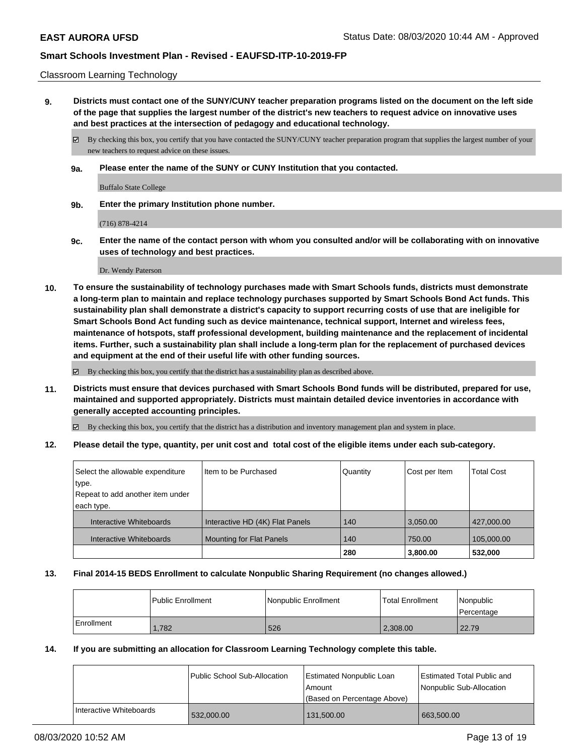Classroom Learning Technology

**9. Districts must contact one of the SUNY/CUNY teacher preparation programs listed on the document on the left side of the page that supplies the largest number of the district's new teachers to request advice on innovative uses and best practices at the intersection of pedagogy and educational technology.**

☑ By checking this box, you certify that you have contacted the SUNY/CUNY teacher preparation program that supplies the largest number of your new teachers to request advice on these issues.

**9a. Please enter the name of the SUNY or CUNY Institution that you contacted.**

Buffalo State College

**9b. Enter the primary Institution phone number.**

(716) 878-4214

**9c. Enter the name of the contact person with whom you consulted and/or will be collaborating with on innovative uses of technology and best practices.**

Dr. Wendy Paterson

**10. To ensure the sustainability of technology purchases made with Smart Schools funds, districts must demonstrate a long-term plan to maintain and replace technology purchases supported by Smart Schools Bond Act funds. This sustainability plan shall demonstrate a district's capacity to support recurring costs of use that are ineligible for Smart Schools Bond Act funding such as device maintenance, technical support, Internet and wireless fees, maintenance of hotspots, staff professional development, building maintenance and the replacement of incidental items. Further, such a sustainability plan shall include a long-term plan for the replacement of purchased devices and equipment at the end of their useful life with other funding sources.**

☑ By checking this box, you certify that the district has a sustainability plan as described above.

**11. Districts must ensure that devices purchased with Smart Schools Bond funds will be distributed, prepared for use, maintained and supported appropriately. Districts must maintain detailed device inventories in accordance with generally accepted accounting principles.**

☑ By checking this box, you certify that the district has a distribution and inventory management plan and system in place.

**12. Please detail the type, quantity, per unit cost and total cost of the eligible items under each sub-category.**

| Select the allowable expenditure type. Repeat to add another item under each type. | Item to be Purchased | Quantity | Cost per Item | Total Cost |
|---|---|---|---|---|
| Interactive Whiteboards | Interactive HD (4K) Flat Panels | 140 | 3,050.00 | 427,000.00 |
| Interactive Whiteboards | Mounting for Flat Panels | 140 | 750.00 | 105,000.00 |
| | | **280** | **3,800.00** | **532,000** |

**13. Final 2014-15 BEDS Enrollment to calculate Nonpublic Sharing Requirement (no changes allowed.)**

| | Public Enrollment | Nonpublic Enrollment | Total Enrollment | Nonpublic Percentage |
|---|---|---|---|---|
| Enrollment | 1,782 | 526 | 2,308.00 | 22.79 |

**14. If you are submitting an allocation for Classroom Learning Technology complete this table.**

| | Public School Sub-Allocation | Estimated Nonpublic Loan Amount (Based on Percentage Above) | Estimated Total Public and Nonpublic Sub-Allocation |
|---|---|---|---|
| Interactive Whiteboards | 532,000.00 | 131,500.00 | 663,500.00 |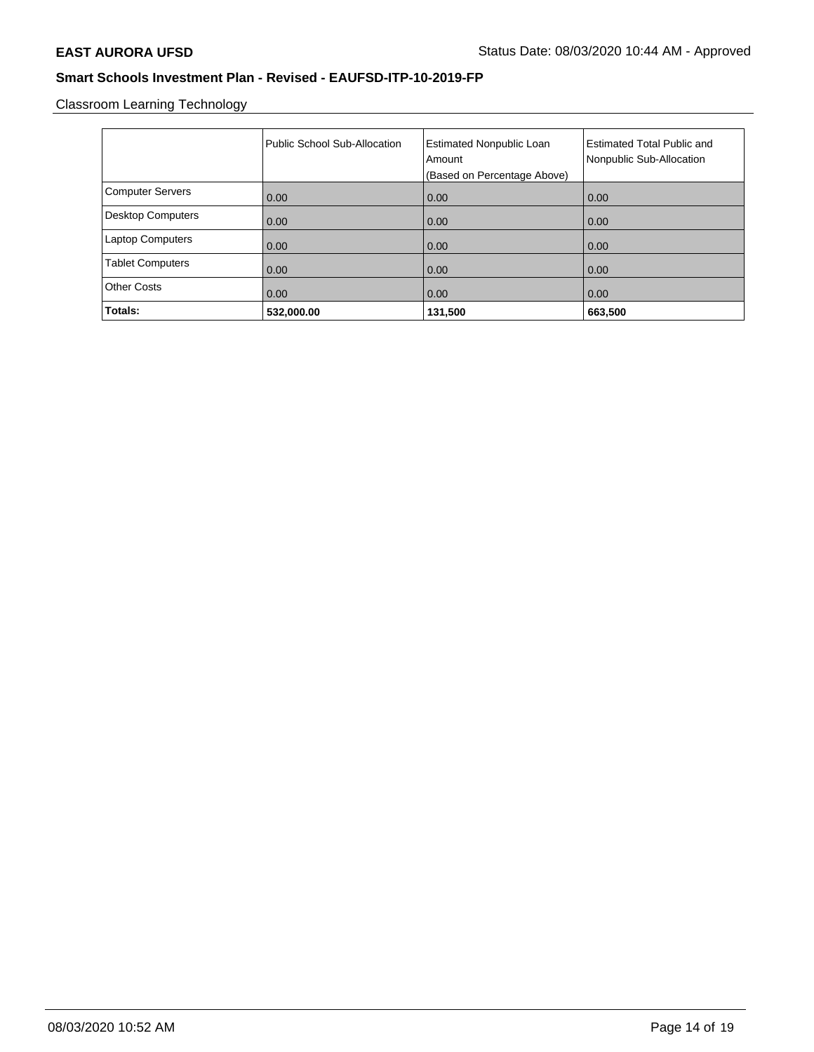Classroom Learning Technology

|  | Public School Sub-Allocation | Estimated Nonpublic Loan Amount (Based on Percentage Above) | Estimated Total Public and Nonpublic Sub-Allocation |
|---|---|---|---|
| Computer Servers | 0.00 | 0.00 | 0.00 |
| Desktop Computers | 0.00 | 0.00 | 0.00 |
| Laptop Computers | 0.00 | 0.00 | 0.00 |
| Tablet Computers | 0.00 | 0.00 | 0.00 |
| Other Costs | 0.00 | 0.00 | 0.00 |
| **Totals:** | **532,000.00** | **131,500** | **663,500** |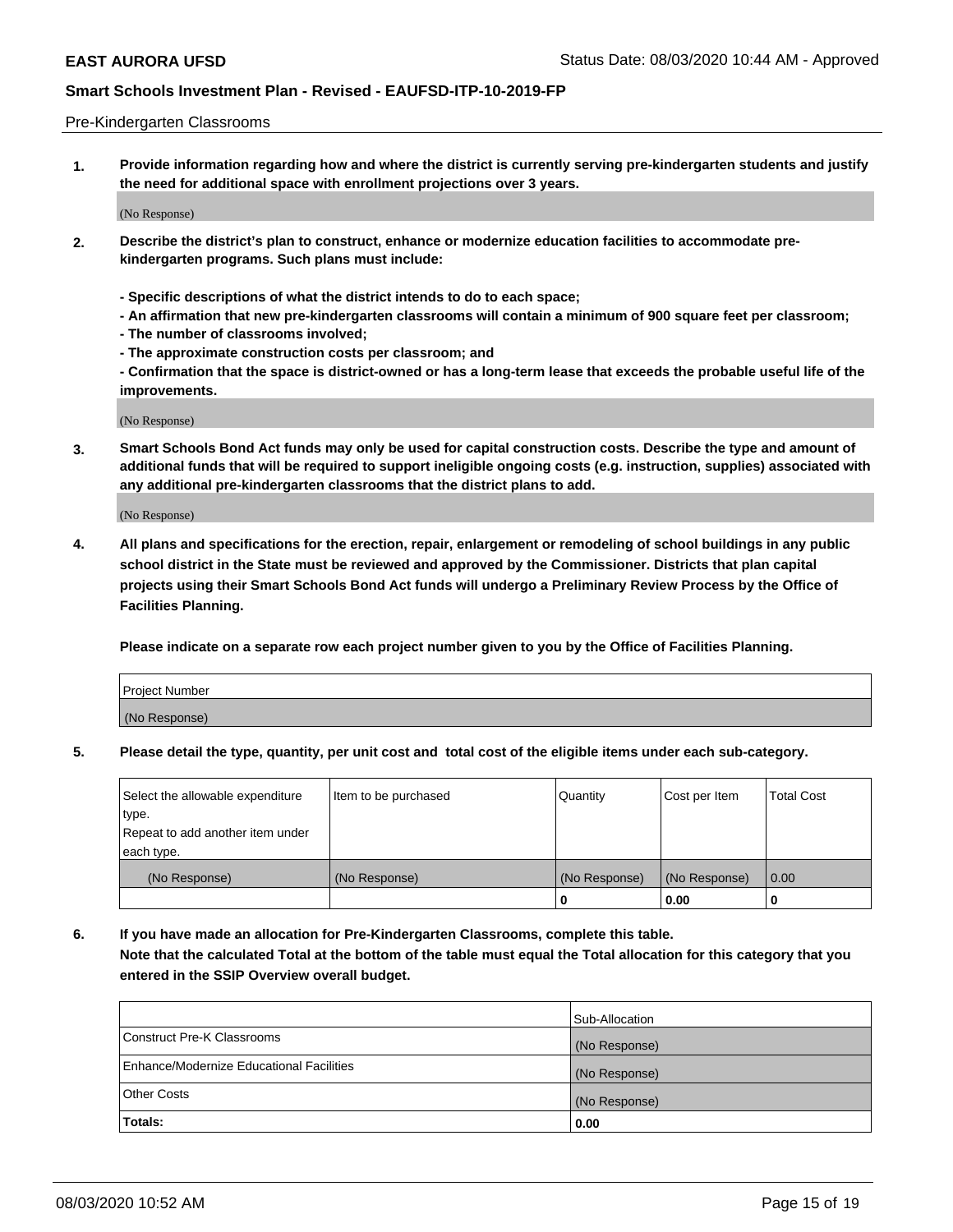Pre-Kindergarten Classrooms

**1. Provide information regarding how and where the district is currently serving pre-kindergarten students and justify the need for additional space with enrollment projections over 3 years.**

(No Response)

**2. Describe the district's plan to construct, enhance or modernize education facilities to accommodate pre-kindergarten programs. Such plans must include:**

**- Specific descriptions of what the district intends to do to each space;**
**- An affirmation that new pre-kindergarten classrooms will contain a minimum of 900 square feet per classroom;**
**- The number of classrooms involved;**
**- The approximate construction costs per classroom; and**
**- Confirmation that the space is district-owned or has a long-term lease that exceeds the probable useful life of the improvements.**

(No Response)

**3. Smart Schools Bond Act funds may only be used for capital construction costs. Describe the type and amount of additional funds that will be required to support ineligible ongoing costs (e.g. instruction, supplies) associated with any additional pre-kindergarten classrooms that the district plans to add.**

(No Response)

**4. All plans and specifications for the erection, repair, enlargement or remodeling of school buildings in any public school district in the State must be reviewed and approved by the Commissioner. Districts that plan capital projects using their Smart Schools Bond Act funds will undergo a Preliminary Review Process by the Office of Facilities Planning.**

**Please indicate on a separate row each project number given to you by the Office of Facilities Planning.**

| Project Number |
|---|
| (No Response) |

**5. Please detail the type, quantity, per unit cost and total cost of the eligible items under each sub-category.**

| Select the allowable expenditure type. Repeat to add another item under each type. | Item to be purchased | Quantity | Cost per Item | Total Cost |
|---|---|---|---|---|
| (No Response) | (No Response) | (No Response) | (No Response) | 0.00 |
| | | 0 | 0.00 | 0 |

**6. If you have made an allocation for Pre-Kindergarten Classrooms, complete this table. Note that the calculated Total at the bottom of the table must equal the Total allocation for this category that you entered in the SSIP Overview overall budget.**

| | Sub-Allocation |
|---|---|
| Construct Pre-K Classrooms | (No Response) |
| Enhance/Modernize Educational Facilities | (No Response) |
| Other Costs | (No Response) |
| **Totals:** | 0.00 |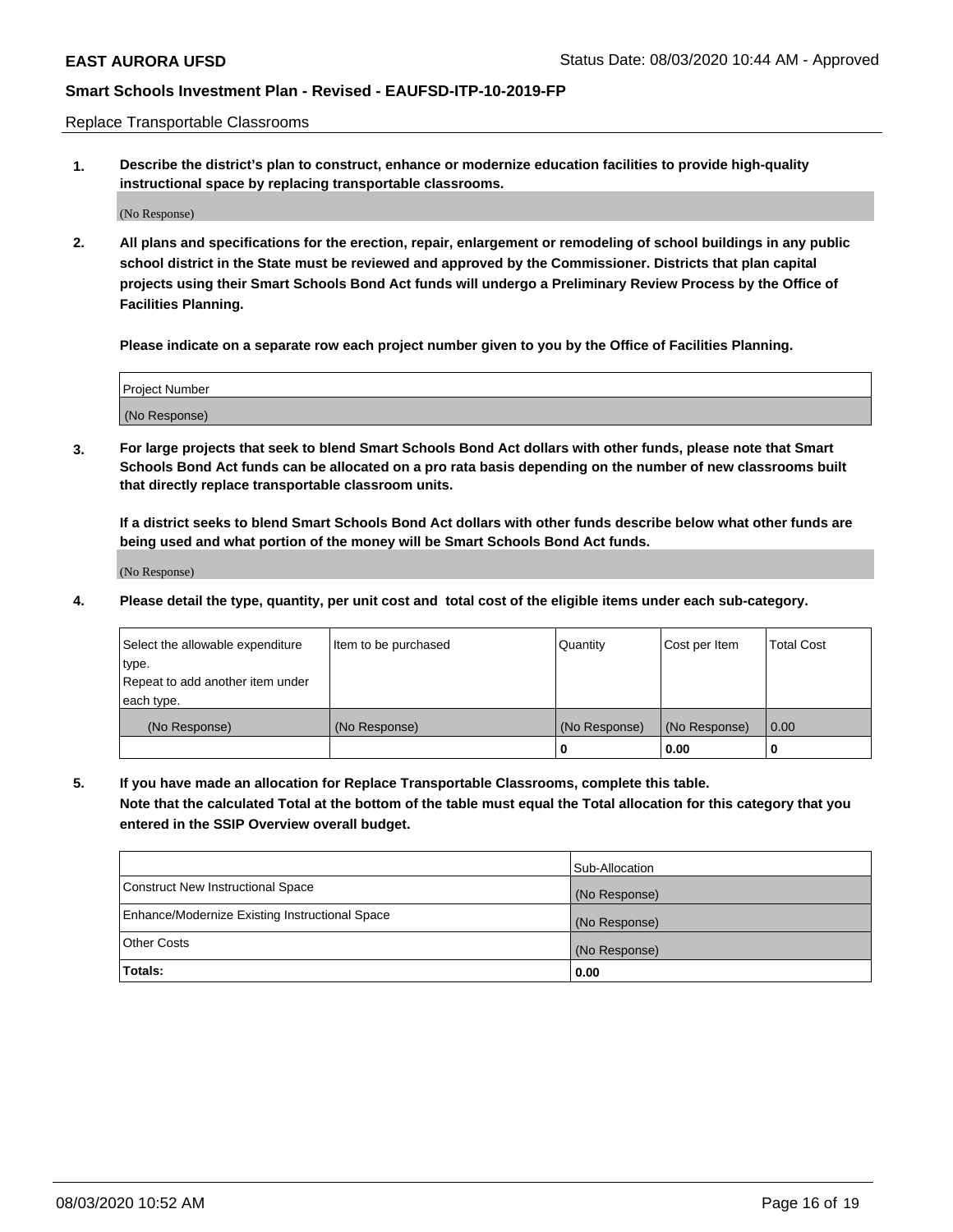Replace Transportable Classrooms

1. **Describe the district's plan to construct, enhance or modernize education facilities to provide high-quality instructional space by replacing transportable classrooms.**

(No Response)

2. **All plans and specifications for the erection, repair, enlargement or remodeling of school buildings in any public school district in the State must be reviewed and approved by the Commissioner. Districts that plan capital projects using their Smart Schools Bond Act funds will undergo a Preliminary Review Process by the Office of Facilities Planning.**

**Please indicate on a separate row each project number given to you by the Office of Facilities Planning.**

| Project Number |
| --- |
| (No Response) |

3. **For large projects that seek to blend Smart Schools Bond Act dollars with other funds, please note that Smart Schools Bond Act funds can be allocated on a pro rata basis depending on the number of new classrooms built that directly replace transportable classroom units.**

**If a district seeks to blend Smart Schools Bond Act dollars with other funds describe below what other funds are being used and what portion of the money will be Smart Schools Bond Act funds.**

(No Response)

4. **Please detail the type, quantity, per unit cost and total cost of the eligible items under each sub-category.**

| Select the allowable expenditure type. Repeat to add another item under each type. | Item to be purchased | Quantity | Cost per Item | Total Cost |
| --- | --- | --- | --- | --- |
| (No Response) | (No Response) | (No Response) | (No Response) | 0.00 |
| | | 0 | 0.00 | 0 |

5. **If you have made an allocation for Replace Transportable Classrooms, complete this table. Note that the calculated Total at the bottom of the table must equal the Total allocation for this category that you entered in the SSIP Overview overall budget.**

| | Sub-Allocation |
| --- | --- |
| Construct New Instructional Space | (No Response) |
| Enhance/Modernize Existing Instructional Space | (No Response) |
| Other Costs | (No Response) |
| **Totals:** | **0.00** |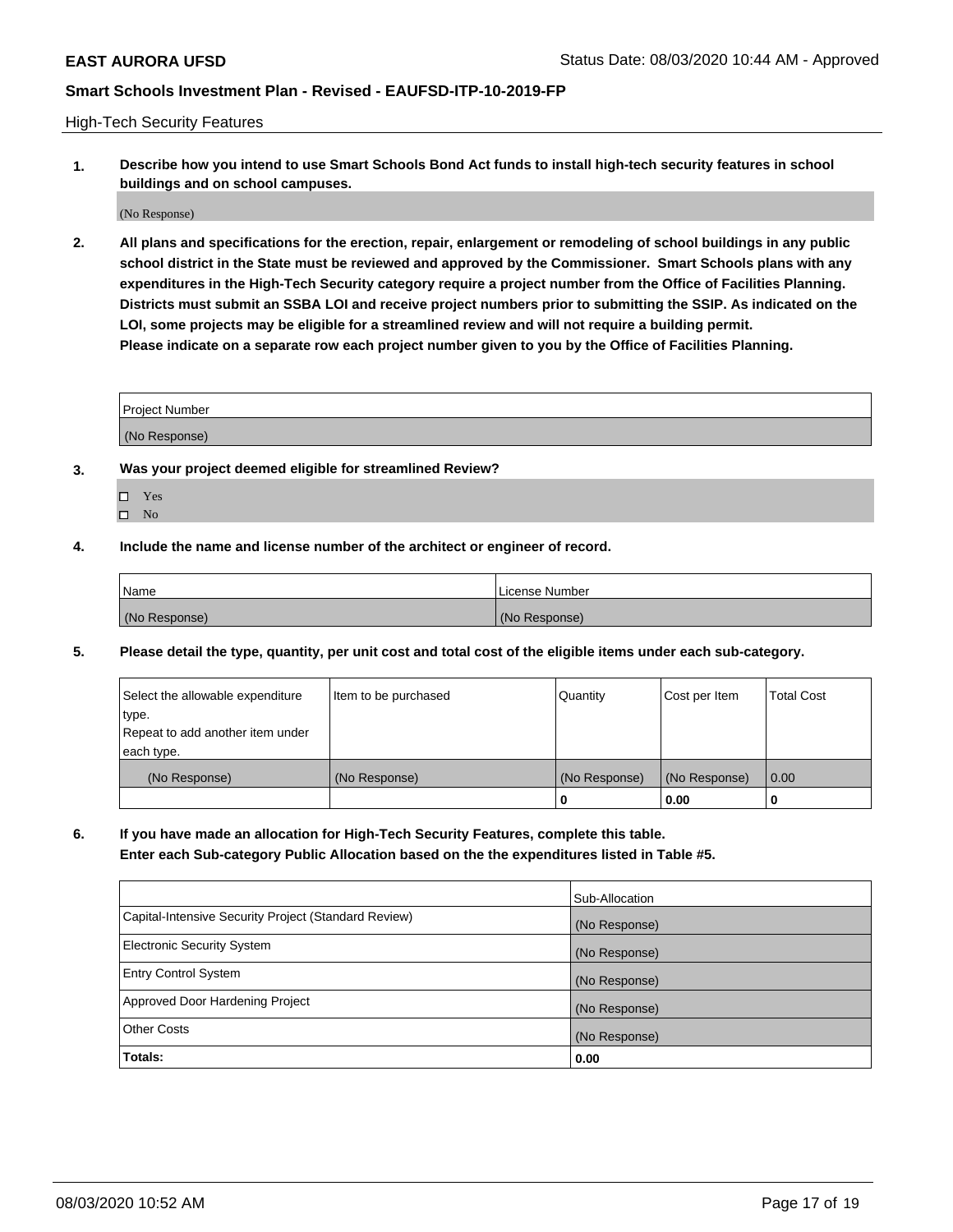High-Tech Security Features

**1. Describe how you intend to use Smart Schools Bond Act funds to install high-tech security features in school buildings and on school campuses.**

(No Response)

**2. All plans and specifications for the erection, repair, enlargement or remodeling of school buildings in any public school district in the State must be reviewed and approved by the Commissioner. Smart Schools plans with any expenditures in the High-Tech Security category require a project number from the Office of Facilities Planning. Districts must submit an SSBA LOI and receive project numbers prior to submitting the SSIP. As indicated on the LOI, some projects may be eligible for a streamlined review and will not require a building permit.**
**Please indicate on a separate row each project number given to you by the Office of Facilities Planning.**

| Project Number |
|---|
| (No Response) |

**3. Was your project deemed eligible for streamlined Review?**

- ☐ Yes
- ☐ No

**4. Include the name and license number of the architect or engineer of record.**

| Name | License Number |
|---|---|
| (No Response) | (No Response) |

**5. Please detail the type, quantity, per unit cost and total cost of the eligible items under each sub-category.**

| Select the allowable expenditure type. Repeat to add another item under each type. | Item to be purchased | Quantity | Cost per Item | Total Cost |
|---|---|---|---|---|
| (No Response) | (No Response) | (No Response) | (No Response) | 0.00 |
| | | 0 | 0.00 | 0 |

**6. If you have made an allocation for High-Tech Security Features, complete this table.**
**Enter each Sub-category Public Allocation based on the the expenditures listed in Table #5.**

| | Sub-Allocation |
|---|---|
| Capital-Intensive Security Project (Standard Review) | (No Response) |
| Electronic Security System | (No Response) |
| Entry Control System | (No Response) |
| Approved Door Hardening Project | (No Response) |
| Other Costs | (No Response) |
| **Totals:** | **0.00** |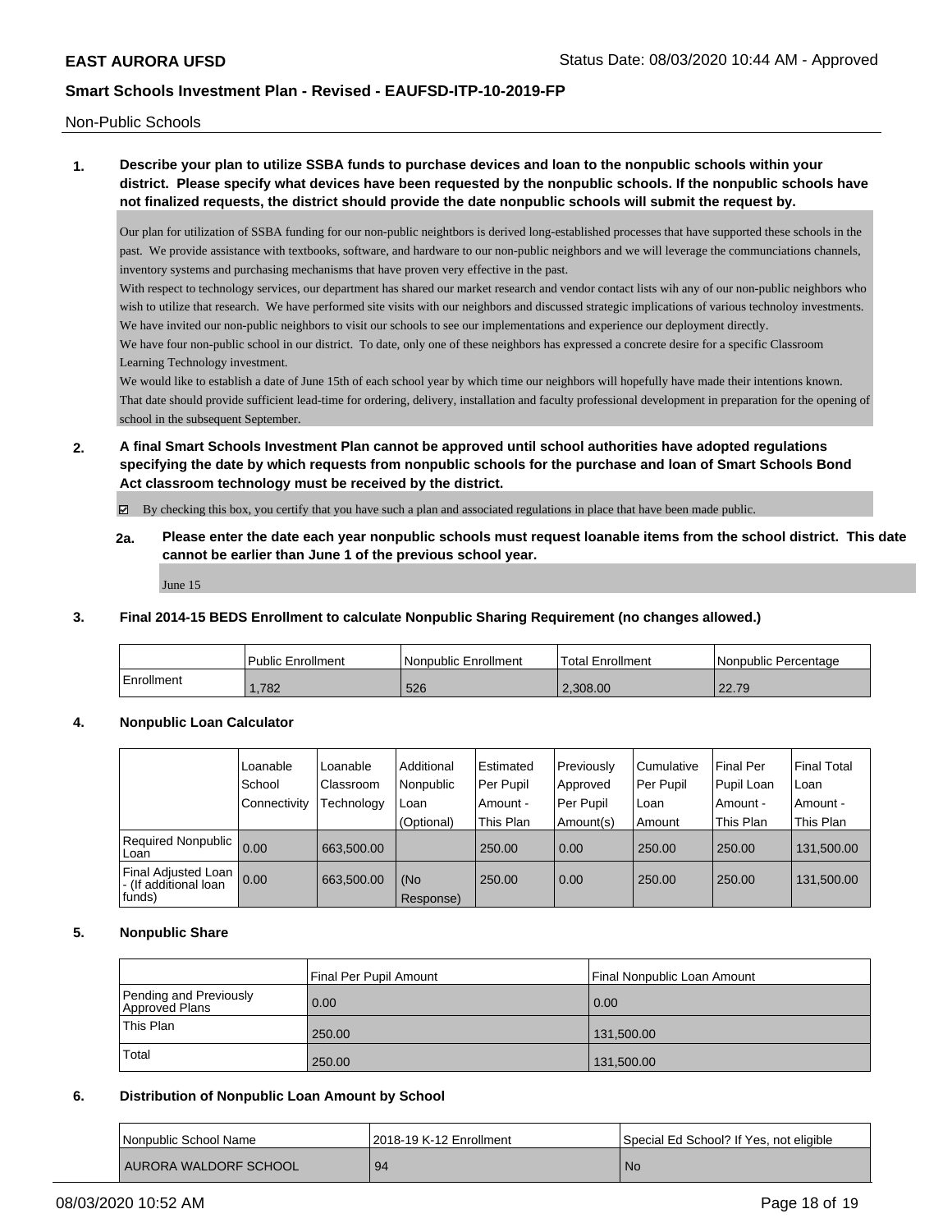Non-Public Schools

**1. Describe your plan to utilize SSBA funds to purchase devices and loan to the nonpublic schools within your district. Please specify what devices have been requested by the nonpublic schools. If the nonpublic schools have not finalized requests, the district should provide the date nonpublic schools will submit the request by.**

Our plan for utilization of SSBA funding for our non-public neightbors is derived long-established processes that have supported these schools in the past. We provide assistance with textbooks, software, and hardware to our non-public neighbors and we will leverage the communciations channels, inventory systems and purchasing mechanisms that have proven very effective in the past.

With respect to technology services, our department has shared our market research and vendor contact lists wih any of our non-public neighbors who wish to utilize that research. We have performed site visits with our neighbors and discussed strategic implications of various technoloy investments. We have invited our non-public neighbors to visit our schools to see our implementations and experience our deployment directly.

We have four non-public school in our district. To date, only one of these neighbors has expressed a concrete desire for a specific Classroom Learning Technology investment.

We would like to establish a date of June 15th of each school year by which time our neighbors will hopefully have made their intentions known. That date should provide sufficient lead-time for ordering, delivery, installation and faculty professional development in preparation for the opening of school in the subsequent September.

**2. A final Smart Schools Investment Plan cannot be approved until school authorities have adopted regulations specifying the date by which requests from nonpublic schools for the purchase and loan of Smart Schools Bond Act classroom technology must be received by the district.**

☑ By checking this box, you certify that you have such a plan and associated regulations in place that have been made public.

**2a. Please enter the date each year nonpublic schools must request loanable items from the school district. This date cannot be earlier than June 1 of the previous school year.**

June 15

**3. Final 2014-15 BEDS Enrollment to calculate Nonpublic Sharing Requirement (no changes allowed.)**

| | Public Enrollment | Nonpublic Enrollment | Total Enrollment | Nonpublic Percentage |
|---|---|---|---|---|
| Enrollment | 1,782 | 526 | 2,308.00 | 22.79 |

**4. Nonpublic Loan Calculator**

| | Loanable School Connectivity | Loanable Classroom Technology | Additional Nonpublic Loan (Optional) | Estimated Per Pupil Amount - This Plan | Previously Approved Per Pupil Amount(s) | Cumulative Per Pupil Loan Amount | Final Per Pupil Loan Amount - This Plan | Final Total Loan Amount - This Plan |
|---|---|---|---|---|---|---|---|---|
| Required Nonpublic Loan | 0.00 | 663,500.00 | | 250.00 | 0.00 | 250.00 | 250.00 | 131,500.00 |
| Final Adjusted Loan - (If additional loan funds) | 0.00 | 663,500.00 | (No Response) | 250.00 | 0.00 | 250.00 | 250.00 | 131,500.00 |

**5. Nonpublic Share**

| | Final Per Pupil Amount | Final Nonpublic Loan Amount |
|---|---|---|
| Pending and Previously Approved Plans | 0.00 | 0.00 |
| This Plan | 250.00 | 131,500.00 |
| Total | 250.00 | 131,500.00 |

**6. Distribution of Nonpublic Loan Amount by School**

| Nonpublic School Name | 2018-19 K-12 Enrollment | Special Ed School? If Yes, not eligible |
|---|---|---|
| AURORA WALDORF SCHOOL | 94 | No |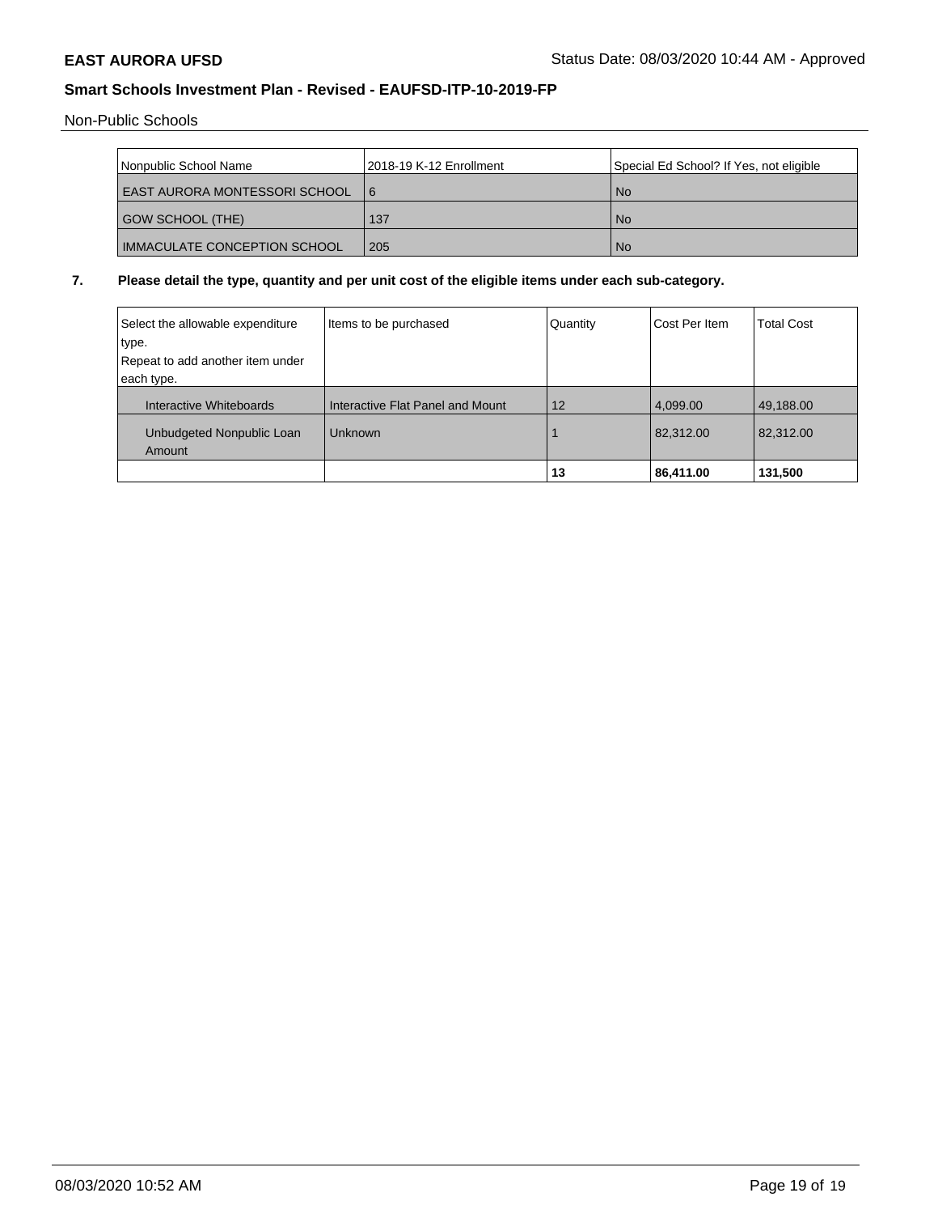Non-Public Schools

| Nonpublic School Name | 2018-19 K-12 Enrollment | Special Ed School? If Yes, not eligible |
| --- | --- | --- |
| EAST AURORA MONTESSORI SCHOOL | 6 | No |
| GOW SCHOOL (THE) | 137 | No |
| IMMACULATE CONCEPTION SCHOOL | 205 | No |

**7. Please detail the type, quantity and per unit cost of the eligible items under each sub-category.**

| Select the allowable expenditure type. Repeat to add another item under each type. | Items to be purchased | Quantity | Cost Per Item | Total Cost |
| --- | --- | --- | --- | --- |
| Interactive Whiteboards | Interactive Flat Panel and Mount | 12 | 4,099.00 | 49,188.00 |
| Unbudgeted Nonpublic Loan Amount | Unknown | 1 | 82,312.00 | 82,312.00 |
| | | **13** | **86,411.00** | **131,500** |